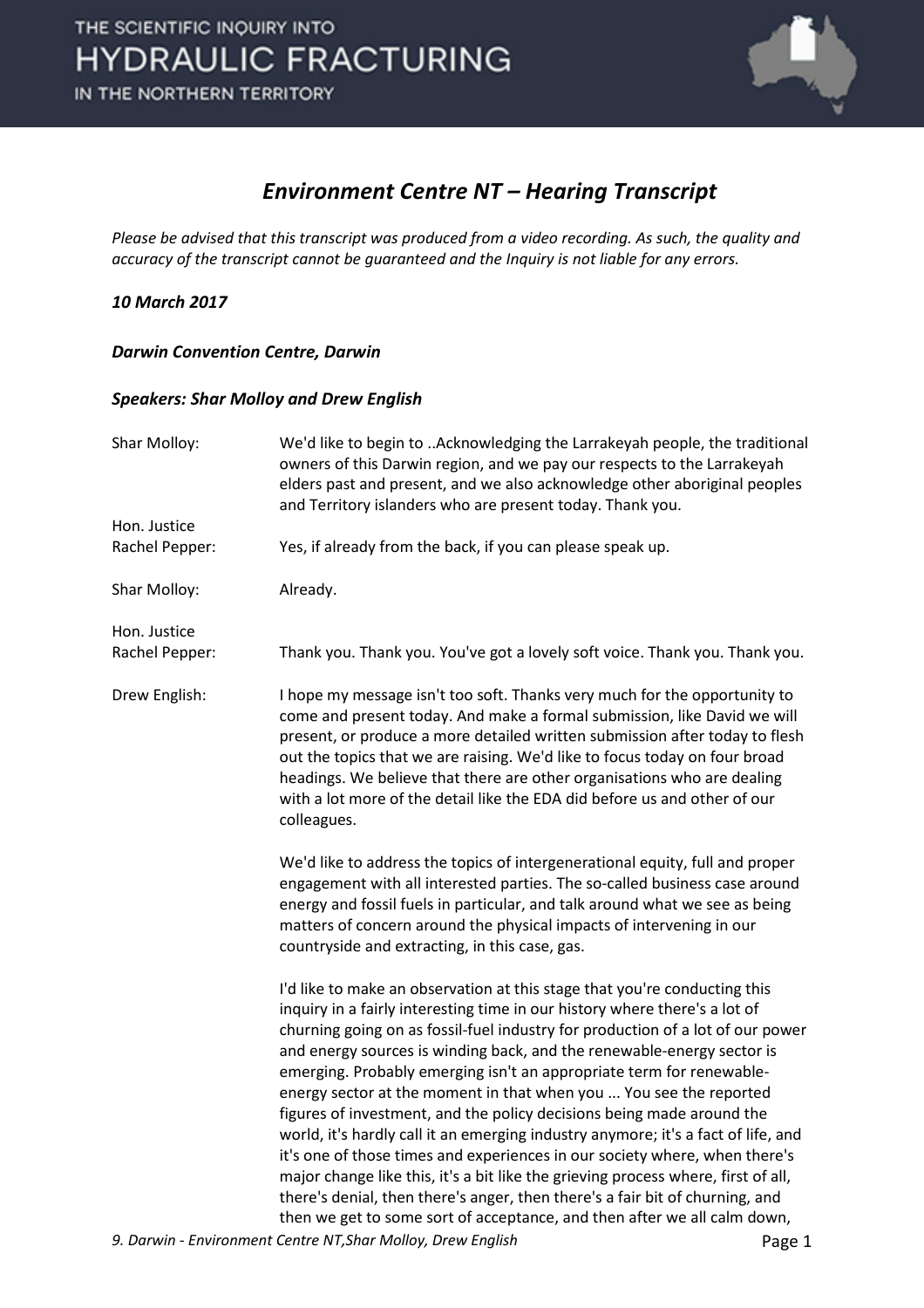# Environment Centre NT – Hearing Transcript

*Please be advised that this transcript was produced from a video recording. As such, the quality and accuracy of the transcript cannot be guaranteed and the Inquiry is not liable for any errors.*

***10 March 2017***

***Darwin Convention Centre, Darwin***

***Speakers: Shar Molloy and Drew English***

**Shar Molloy:** We'd like to begin to ..Acknowledging the Larrakeyah people, the traditional owners of this Darwin region, and we pay our respects to the Larrakeyah elders past and present, and we also acknowledge other aboriginal peoples and Territory islanders who are present today. Thank you.

**Hon. Justice Rachel Pepper:** Yes, if already from the back, if you can please speak up.

**Shar Molloy:** Already.

**Hon. Justice Rachel Pepper:** Thank you. Thank you. You've got a lovely soft voice. Thank you. Thank you.

**Drew English:** I hope my message isn't too soft. Thanks very much for the opportunity to come and present today. And make a formal submission, like David we will present, or produce a more detailed written submission after today to flesh out the topics that we are raising. We'd like to focus today on four broad headings. We believe that there are other organisations who are dealing with a lot more of the detail like the EDA did before us and other of our colleagues.

We'd like to address the topics of intergenerational equity, full and proper engagement with all interested parties. The so-called business case around energy and fossil fuels in particular, and talk around what we see as being matters of concern around the physical impacts of intervening in our countryside and extracting, in this case, gas.

I'd like to make an observation at this stage that you're conducting this inquiry in a fairly interesting time in our history where there's a lot of churning going on as fossil-fuel industry for production of a lot of our power and energy sources is winding back, and the renewable-energy sector is emerging. Probably emerging isn't an appropriate term for renewable-energy sector at the moment in that when you ... You see the reported figures of investment, and the policy decisions being made around the world, it's hardly call it an emerging industry anymore; it's a fact of life, and it's one of those times and experiences in our society where, when there's major change like this, it's a bit like the grieving process where, first of all, there's denial, then there's anger, then there's a fair bit of churning, and then we get to some sort of acceptance, and then after we all calm down,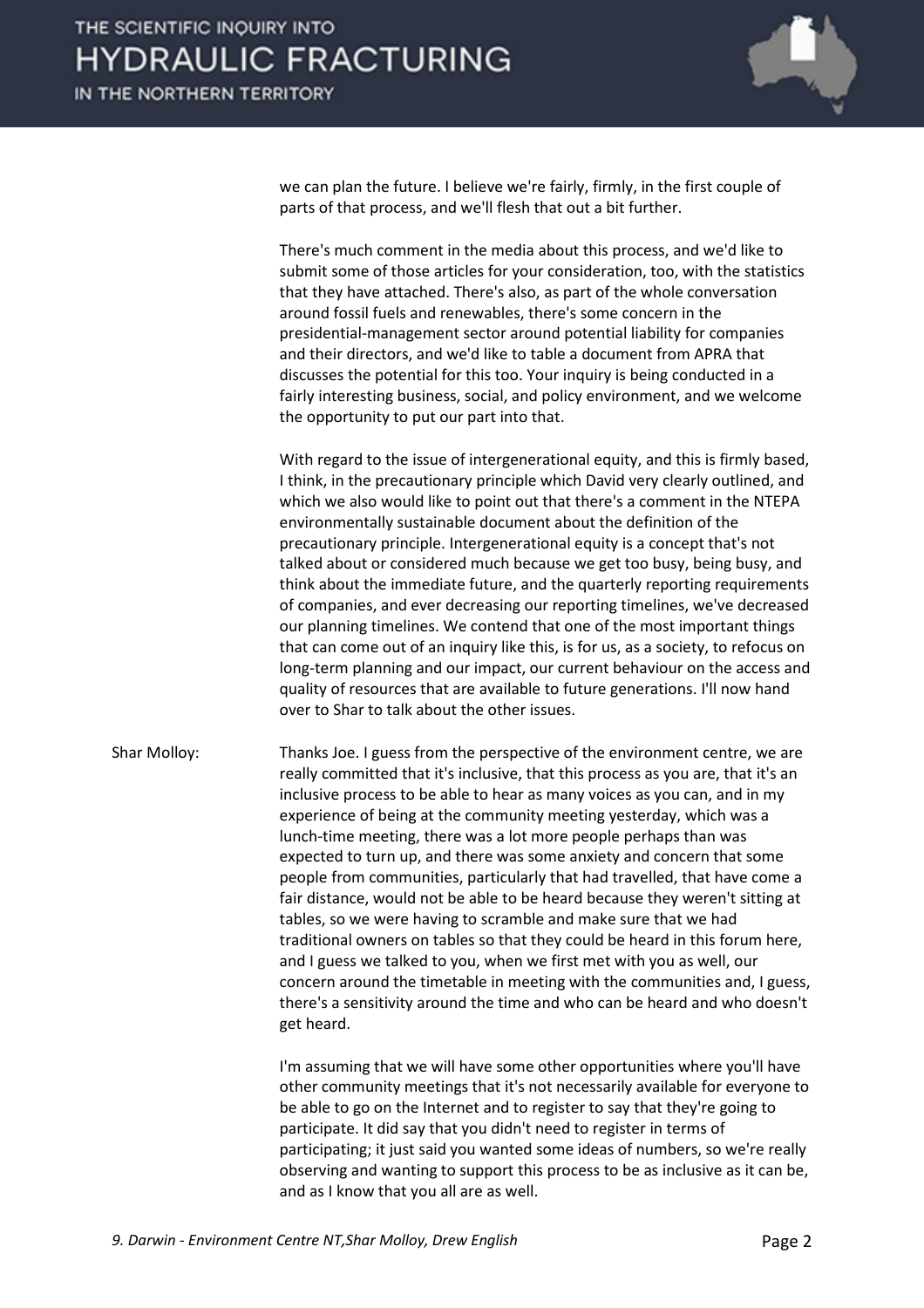we can plan the future. I believe we're fairly, firmly, in the first couple of parts of that process, and we'll flesh that out a bit further.

There's much comment in the media about this process, and we'd like to submit some of those articles for your consideration, too, with the statistics that they have attached. There's also, as part of the whole conversation around fossil fuels and renewables, there's some concern in the presidential-management sector around potential liability for companies and their directors, and we'd like to table a document from APRA that discusses the potential for this too. Your inquiry is being conducted in a fairly interesting business, social, and policy environment, and we welcome the opportunity to put our part into that.

With regard to the issue of intergenerational equity, and this is firmly based, I think, in the precautionary principle which David very clearly outlined, and which we also would like to point out that there's a comment in the NTEPA environmentally sustainable document about the definition of the precautionary principle. Intergenerational equity is a concept that's not talked about or considered much because we get too busy, being busy, and think about the immediate future, and the quarterly reporting requirements of companies, and ever decreasing our reporting timelines, we've decreased our planning timelines. We contend that one of the most important things that can come out of an inquiry like this, is for us, as a society, to refocus on long-term planning and our impact, our current behaviour on the access and quality of resources that are available to future generations. I'll now hand over to Shar to talk about the other issues.

Shar Molloy: Thanks Joe. I guess from the perspective of the environment centre, we are really committed that it's inclusive, that this process as you are, that it's an inclusive process to be able to hear as many voices as you can, and in my experience of being at the community meeting yesterday, which was a lunch-time meeting, there was a lot more people perhaps than was expected to turn up, and there was some anxiety and concern that some people from communities, particularly that had travelled, that have come a fair distance, would not be able to be heard because they weren't sitting at tables, so we were having to scramble and make sure that we had traditional owners on tables so that they could be heard in this forum here, and I guess we talked to you, when we first met with you as well, our concern around the timetable in meeting with the communities and, I guess, there's a sensitivity around the time and who can be heard and who doesn't get heard.

I'm assuming that we will have some other opportunities where you'll have other community meetings that it's not necessarily available for everyone to be able to go on the Internet and to register to say that they're going to participate. It did say that you didn't need to register in terms of participating; it just said you wanted some ideas of numbers, so we're really observing and wanting to support this process to be as inclusive as it can be, and as I know that you all are as well.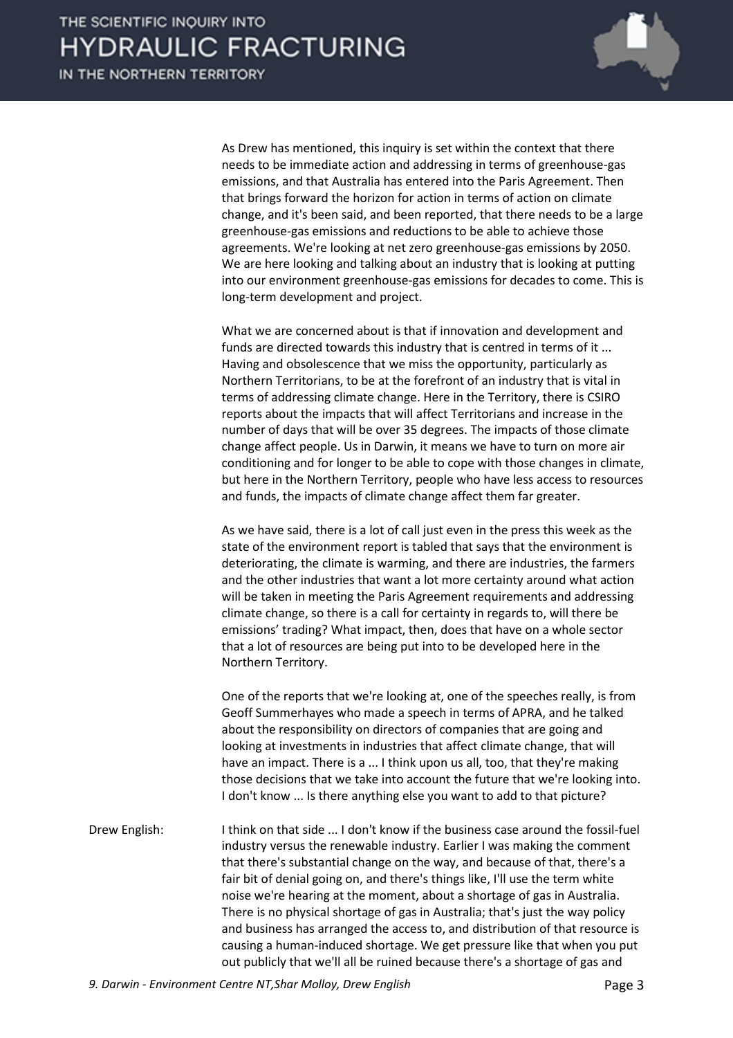As Drew has mentioned, this inquiry is set within the context that there needs to be immediate action and addressing in terms of greenhouse-gas emissions, and that Australia has entered into the Paris Agreement. Then that brings forward the horizon for action in terms of action on climate change, and it's been said, and been reported, that there needs to be a large greenhouse-gas emissions and reductions to be able to achieve those agreements. We're looking at net zero greenhouse-gas emissions by 2050. We are here looking and talking about an industry that is looking at putting into our environment greenhouse-gas emissions for decades to come. This is long-term development and project.

What we are concerned about is that if innovation and development and funds are directed towards this industry that is centred in terms of it ... Having and obsolescence that we miss the opportunity, particularly as Northern Territorians, to be at the forefront of an industry that is vital in terms of addressing climate change. Here in the Territory, there is CSIRO reports about the impacts that will affect Territorians and increase in the number of days that will be over 35 degrees. The impacts of those climate change affect people. Us in Darwin, it means we have to turn on more air conditioning and for longer to be able to cope with those changes in climate, but here in the Northern Territory, people who have less access to resources and funds, the impacts of climate change affect them far greater.

As we have said, there is a lot of call just even in the press this week as the state of the environment report is tabled that says that the environment is deteriorating, the climate is warming, and there are industries, the farmers and the other industries that want a lot more certainty around what action will be taken in meeting the Paris Agreement requirements and addressing climate change, so there is a call for certainty in regards to, will there be emissions' trading? What impact, then, does that have on a whole sector that a lot of resources are being put into to be developed here in the Northern Territory.

One of the reports that we're looking at, one of the speeches really, is from Geoff Summerhayes who made a speech in terms of APRA, and he talked about the responsibility on directors of companies that are going and looking at investments in industries that affect climate change, that will have an impact. There is a ... I think upon us all, too, that they're making those decisions that we take into account the future that we're looking into. I don't know ... Is there anything else you want to add to that picture?

Drew English: I think on that side ... I don't know if the business case around the fossil-fuel industry versus the renewable industry. Earlier I was making the comment that there's substantial change on the way, and because of that, there's a fair bit of denial going on, and there's things like, I'll use the term white noise we're hearing at the moment, about a shortage of gas in Australia. There is no physical shortage of gas in Australia; that's just the way policy and business has arranged the access to, and distribution of that resource is causing a human-induced shortage. We get pressure like that when you put out publicly that we'll all be ruined because there's a shortage of gas and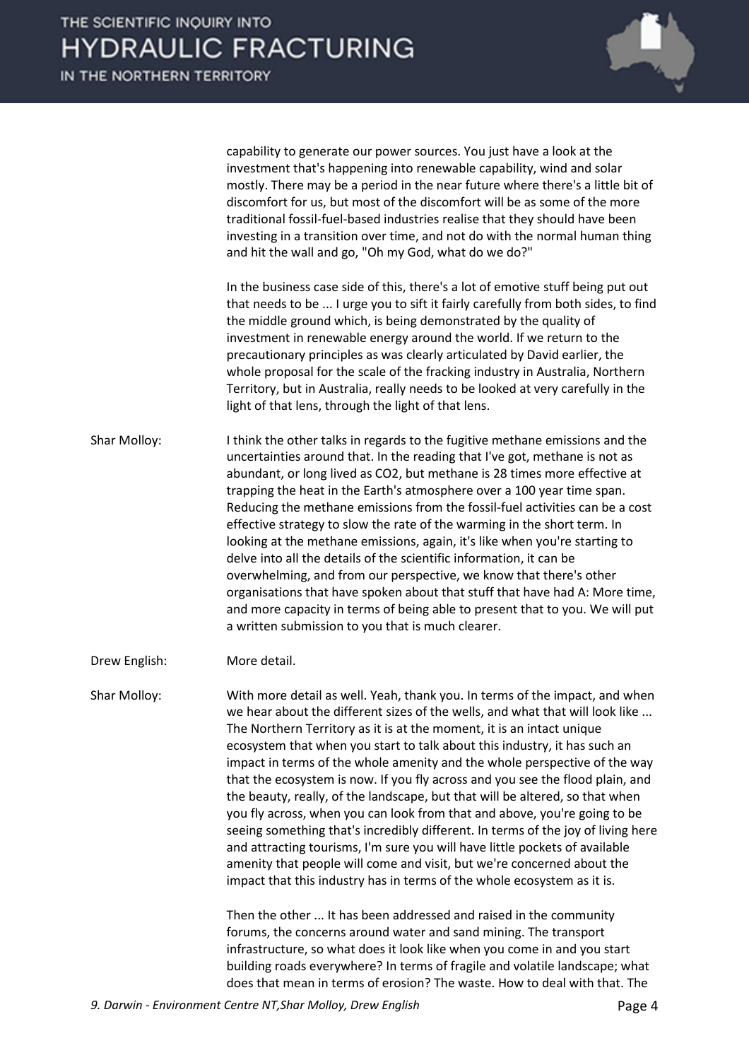capability to generate our power sources. You just have a look at the investment that's happening into renewable capability, wind and solar mostly. There may be a period in the near future where there's a little bit of discomfort for us, but most of the discomfort will be as some of the more traditional fossil-fuel-based industries realise that they should have been investing in a transition over time, and not do with the normal human thing and hit the wall and go, "Oh my God, what do we do?"

In the business case side of this, there's a lot of emotive stuff being put out that needs to be ... I urge you to sift it fairly carefully from both sides, to find the middle ground which, is being demonstrated by the quality of investment in renewable energy around the world. If we return to the precautionary principles as was clearly articulated by David earlier, the whole proposal for the scale of the fracking industry in Australia, Northern Territory, but in Australia, really needs to be looked at very carefully in the light of that lens, through the light of that lens.

Shar Molloy: I think the other talks in regards to the fugitive methane emissions and the uncertainties around that. In the reading that I've got, methane is not as abundant, or long lived as $CO_2$, but methane is 28 times more effective at trapping the heat in the Earth's atmosphere over a 100 year time span. Reducing the methane emissions from the fossil-fuel activities can be a cost effective strategy to slow the rate of the warming in the short term. In looking at the methane emissions, again, it's like when you're starting to delve into all the details of the scientific information, it can be overwhelming, and from our perspective, we know that there's other organisations that have spoken about that stuff that have had A: More time, and more capacity in terms of being able to present that to you. We will put a written submission to you that is much clearer.

Drew English: More detail.

Shar Molloy: With more detail as well. Yeah, thank you. In terms of the impact, and when we hear about the different sizes of the wells, and what that will look like ... The Northern Territory as it is at the moment, it is an intact unique ecosystem that when you start to talk about this industry, it has such an impact in terms of the whole amenity and the whole perspective of the way that the ecosystem is now. If you fly across and you see the flood plain, and the beauty, really, of the landscape, but that will be altered, so that when you fly across, when you can look from that and above, you're going to be seeing something that's incredibly different. In terms of the joy of living here and attracting tourisms, I'm sure you will have little pockets of available amenity that people will come and visit, but we're concerned about the impact that this industry has in terms of the whole ecosystem as it is.

Then the other ... It has been addressed and raised in the community forums, the concerns around water and sand mining. The transport infrastructure, so what does it look like when you come in and you start building roads everywhere? In terms of fragile and volatile landscape; what does that mean in terms of erosion? The waste. How to deal with that. The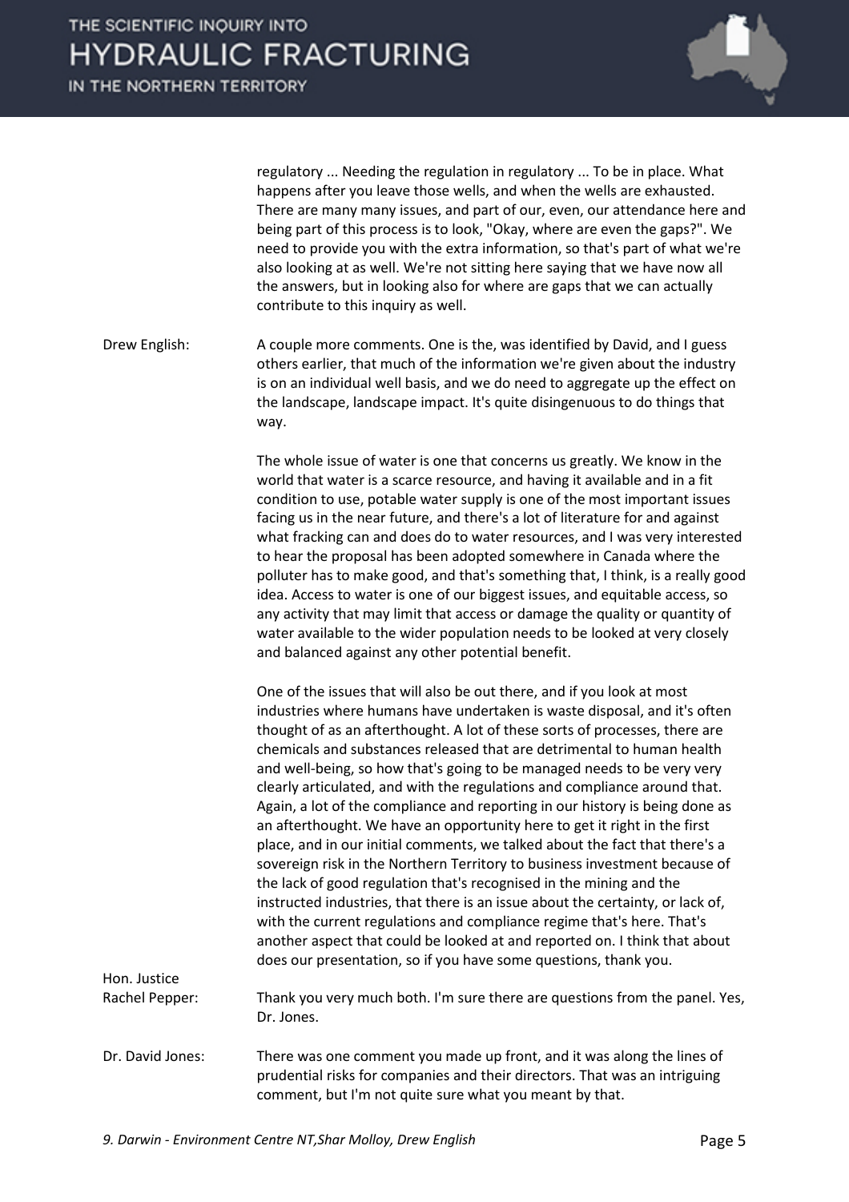regulatory ... Needing the regulation in regulatory ... To be in place. What happens after you leave those wells, and when the wells are exhausted. There are many many issues, and part of our, even, our attendance here and being part of this process is to look, "Okay, where are even the gaps?". We need to provide you with the extra information, so that's part of what we're also looking at as well. We're not sitting here saying that we have now all the answers, but in looking also for where are gaps that we can actually contribute to this inquiry as well.

**Drew English:** A couple more comments. One is the, was identified by David, and I guess others earlier, that much of the information we're given about the industry is on an individual well basis, and we do need to aggregate up the effect on the landscape, landscape impact. It's quite disingenuous to do things that way.

The whole issue of water is one that concerns us greatly. We know in the world that water is a scarce resource, and having it available and in a fit condition to use, potable water supply is one of the most important issues facing us in the near future, and there's a lot of literature for and against what fracking can and does do to water resources, and I was very interested to hear the proposal has been adopted somewhere in Canada where the polluter has to make good, and that's something that, I think, is a really good idea. Access to water is one of our biggest issues, and equitable access, so any activity that may limit that access or damage the quality or quantity of water available to the wider population needs to be looked at very closely and balanced against any other potential benefit.

One of the issues that will also be out there, and if you look at most industries where humans have undertaken is waste disposal, and it's often thought of as an afterthought. A lot of these sorts of processes, there are chemicals and substances released that are detrimental to human health and well-being, so how that's going to be managed needs to be very very clearly articulated, and with the regulations and compliance around that. Again, a lot of the compliance and reporting in our history is being done as an afterthought. We have an opportunity here to get it right in the first place, and in our initial comments, we talked about the fact that there's a sovereign risk in the Northern Territory to business investment because of the lack of good regulation that's recognised in the mining and the instructed industries, that there is an issue about the certainty, or lack of, with the current regulations and compliance regime that's here. That's another aspect that could be looked at and reported on. I think that about does our presentation, so if you have some questions, thank you.

**Hon. Justice Rachel Pepper:** Thank you very much both. I'm sure there are questions from the panel. Yes, Dr. Jones.

**Dr. David Jones:** There was one comment you made up front, and it was along the lines of prudential risks for companies and their directors. That was an intriguing comment, but I'm not quite sure what you meant by that.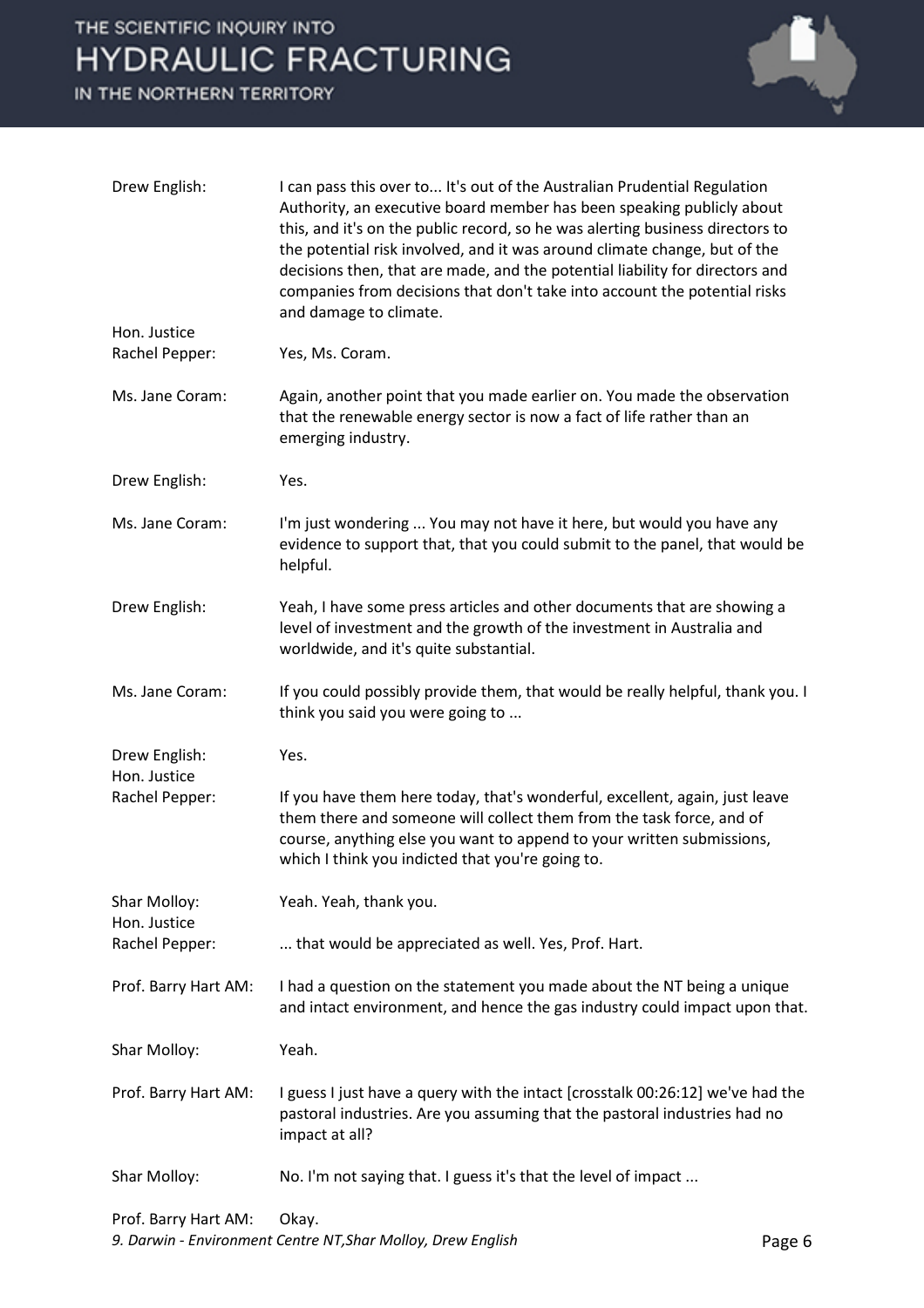Drew English: I can pass this over to... It's out of the Australian Prudential Regulation Authority, an executive board member has been speaking publicly about this, and it's on the public record, so he was alerting business directors to the potential risk involved, and it was around climate change, but of the decisions then, that are made, and the potential liability for directors and companies from decisions that don't take into account the potential risks and damage to climate.

Hon. Justice Rachel Pepper: Yes, Ms. Coram.

Ms. Jane Coram: Again, another point that you made earlier on. You made the observation that the renewable energy sector is now a fact of life rather than an emerging industry.

Drew English: Yes.

Ms. Jane Coram: I'm just wondering ... You may not have it here, but would you have any evidence to support that, that you could submit to the panel, that would be helpful.

Drew English: Yeah, I have some press articles and other documents that are showing a level of investment and the growth of the investment in Australia and worldwide, and it's quite substantial.

Ms. Jane Coram: If you could possibly provide them, that would be really helpful, thank you. I think you said you were going to ...

Drew English: Yes.

Hon. Justice Rachel Pepper: If you have them here today, that's wonderful, excellent, again, just leave them there and someone will collect them from the task force, and of course, anything else you want to append to your written submissions, which I think you indicted that you're going to.

Shar Molloy: Yeah. Yeah, thank you.

Hon. Justice Rachel Pepper: ... that would be appreciated as well. Yes, Prof. Hart.

Prof. Barry Hart AM: I had a question on the statement you made about the NT being a unique and intact environment, and hence the gas industry could impact upon that.

Shar Molloy: Yeah.

Prof. Barry Hart AM: I guess I just have a query with the intact [crosstalk 00:26:12] we've had the pastoral industries. Are you assuming that the pastoral industries had no impact at all?

Shar Molloy: No. I'm not saying that. I guess it's that the level of impact ...

Prof. Barry Hart AM: Okay.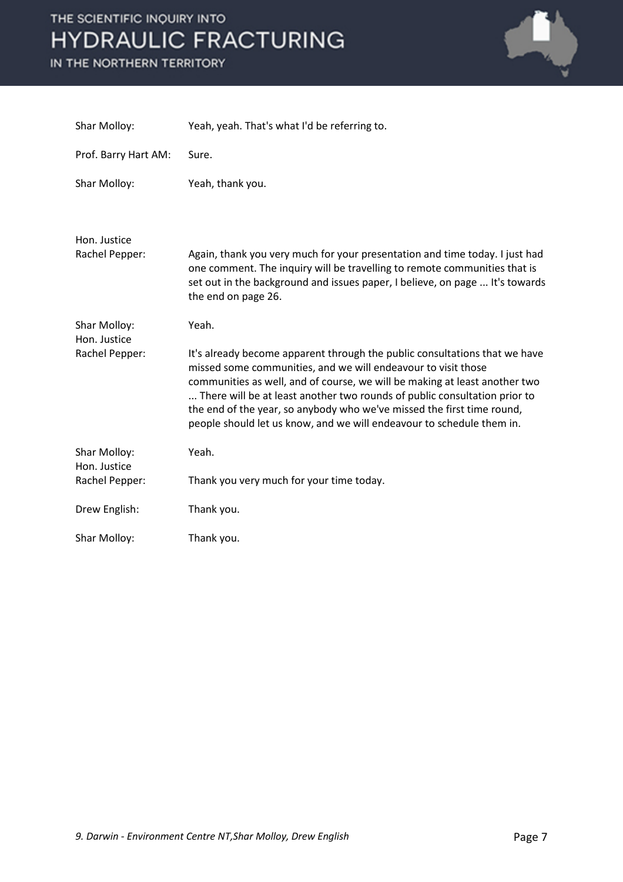Shar Molloy: Yeah, yeah. That's what I'd be referring to.

Prof. Barry Hart AM: Sure.

Shar Molloy: Yeah, thank you.

Hon. Justice Rachel Pepper: Again, thank you very much for your presentation and time today. I just had one comment. The inquiry will be travelling to remote communities that is set out in the background and issues paper, I believe, on page ... It's towards the end on page 26.

Shar Molloy: Yeah.

Hon. Justice Rachel Pepper: It's already become apparent through the public consultations that we have missed some communities, and we will endeavour to visit those communities as well, and of course, we will be making at least another two ... There will be at least another two rounds of public consultation prior to the end of the year, so anybody who we've missed the first time round, people should let us know, and we will endeavour to schedule them in.

Shar Molloy: Yeah.

Hon. Justice Rachel Pepper: Thank you very much for your time today.

Drew English: Thank you.

Shar Molloy: Thank you.